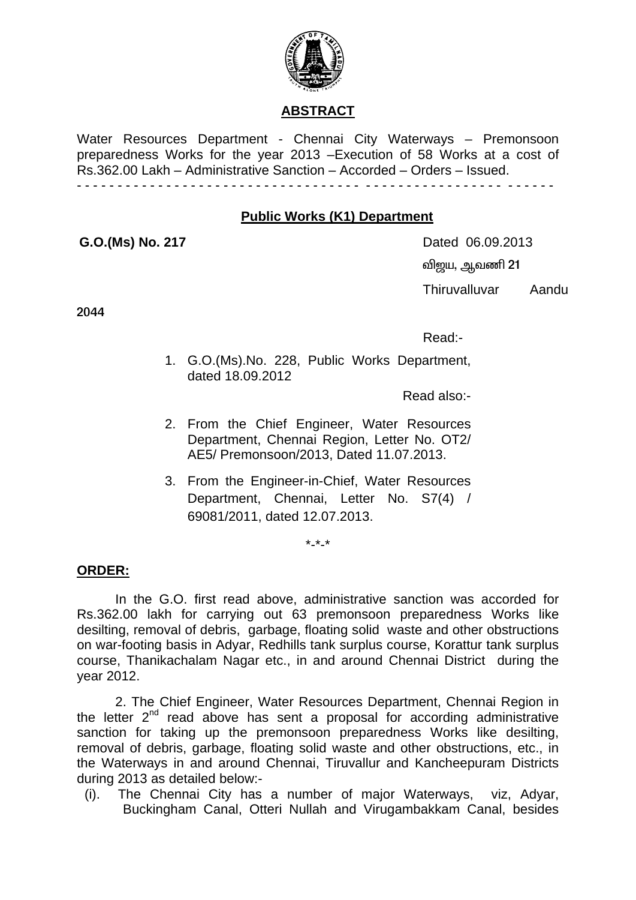## ABSTRACT

Water Resources Department - Chennai City Waterways – Premonsoon preparedness Works for the year 2013 –Execution of 58 Works at a cost of Rs.362.00 Lakh – Administrative Sanction – Accorded – Orders – Issued.

- - - - - - - - - - - - - - - - - - - - - - - - - - - - - - - - - - - - - - - - - - - - - - - - - - - - - -

### Public Works (K1) Department

**G.O.(Ms) No. 217** Dated 06.09.2013

விஜய, ஆவணி 21

Thiruvalluvar Aandu 2044

Read:-

1. G.O.(Ms).No. 228, Public Works Department, dated 18.09.2012

Read also:-

2. From the Chief Engineer, Water Resources Department, Chennai Region, Letter No. OT2/ AE5/ Premonsoon/2013, Dated 11.07.2013.
3. From the Engineer-in-Chief, Water Resources Department, Chennai, Letter No. S7(4) / 69081/2011, dated 12.07.2013.

*-*-*

**ORDER:**

In the G.O. first read above, administrative sanction was accorded for Rs.362.00 lakh for carrying out 63 premonsoon preparedness Works like desilting, removal of debris, garbage, floating solid waste and other obstructions on war-footing basis in Adyar, Redhills tank surplus course, Korattur tank surplus course, Thanikachalam Nagar etc., in and around Chennai District during the year 2012.

2. The Chief Engineer, Water Resources Department, Chennai Region in the letter 2nd read above has sent a proposal for according administrative sanction for taking up the premonsoon preparedness Works like desilting, removal of debris, garbage, floating solid waste and other obstructions, etc., in the Waterways in and around Chennai, Tiruvallur and Kancheepuram Districts during 2013 as detailed below:-

(i). The Chennai City has a number of major Waterways, viz, Adyar, Buckingham Canal, Otteri Nullah and Virugambakkam Canal, besides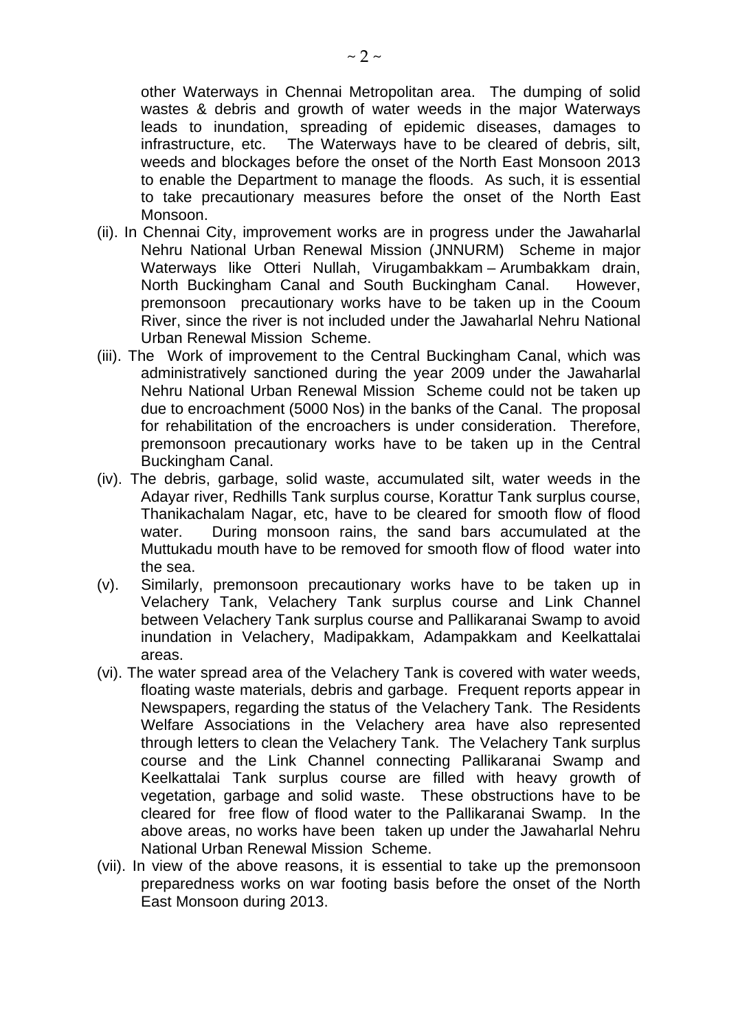other Waterways in Chennai Metropolitan area. The dumping of solid wastes & debris and growth of water weeds in the major Waterways leads to inundation, spreading of epidemic diseases, damages to infrastructure, etc. The Waterways have to be cleared of debris, silt, weeds and blockages before the onset of the North East Monsoon 2013 to enable the Department to manage the floods. As such, it is essential to take precautionary measures before the onset of the North East Monsoon.

(ii). In Chennai City, improvement works are in progress under the Jawaharlal Nehru National Urban Renewal Mission (JNNURM) Scheme in major Waterways like Otteri Nullah, Virugambakkam – Arumbakkam drain, North Buckingham Canal and South Buckingham Canal. However, premonsoon precautionary works have to be taken up in the Cooum River, since the river is not included under the Jawaharlal Nehru National Urban Renewal Mission Scheme.

(iii). The Work of improvement to the Central Buckingham Canal, which was administratively sanctioned during the year 2009 under the Jawaharlal Nehru National Urban Renewal Mission Scheme could not be taken up due to encroachment (5000 Nos) in the banks of the Canal. The proposal for rehabilitation of the encroachers is under consideration. Therefore, premonsoon precautionary works have to be taken up in the Central Buckingham Canal.

(iv). The debris, garbage, solid waste, accumulated silt, water weeds in the Adayar river, Redhills Tank surplus course, Korattur Tank surplus course, Thanikachalam Nagar, etc, have to be cleared for smooth flow of flood water. During monsoon rains, the sand bars accumulated at the Muttukadu mouth have to be removed for smooth flow of flood water into the sea.

(v). Similarly, premonsoon precautionary works have to be taken up in Velachery Tank, Velachery Tank surplus course and Link Channel between Velachery Tank surplus course and Pallikaranai Swamp to avoid inundation in Velachery, Madipakkam, Adampakkam and Keelkattalai areas.

(vi). The water spread area of the Velachery Tank is covered with water weeds, floating waste materials, debris and garbage. Frequent reports appear in Newspapers, regarding the status of the Velachery Tank. The Residents Welfare Associations in the Velachery area have also represented through letters to clean the Velachery Tank. The Velachery Tank surplus course and the Link Channel connecting Pallikaranai Swamp and Keelkattalai Tank surplus course are filled with heavy growth of vegetation, garbage and solid waste. These obstructions have to be cleared for free flow of flood water to the Pallikaranai Swamp. In the above areas, no works have been taken up under the Jawaharlal Nehru National Urban Renewal Mission Scheme.

(vii). In view of the above reasons, it is essential to take up the premonsoon preparedness works on war footing basis before the onset of the North East Monsoon during 2013.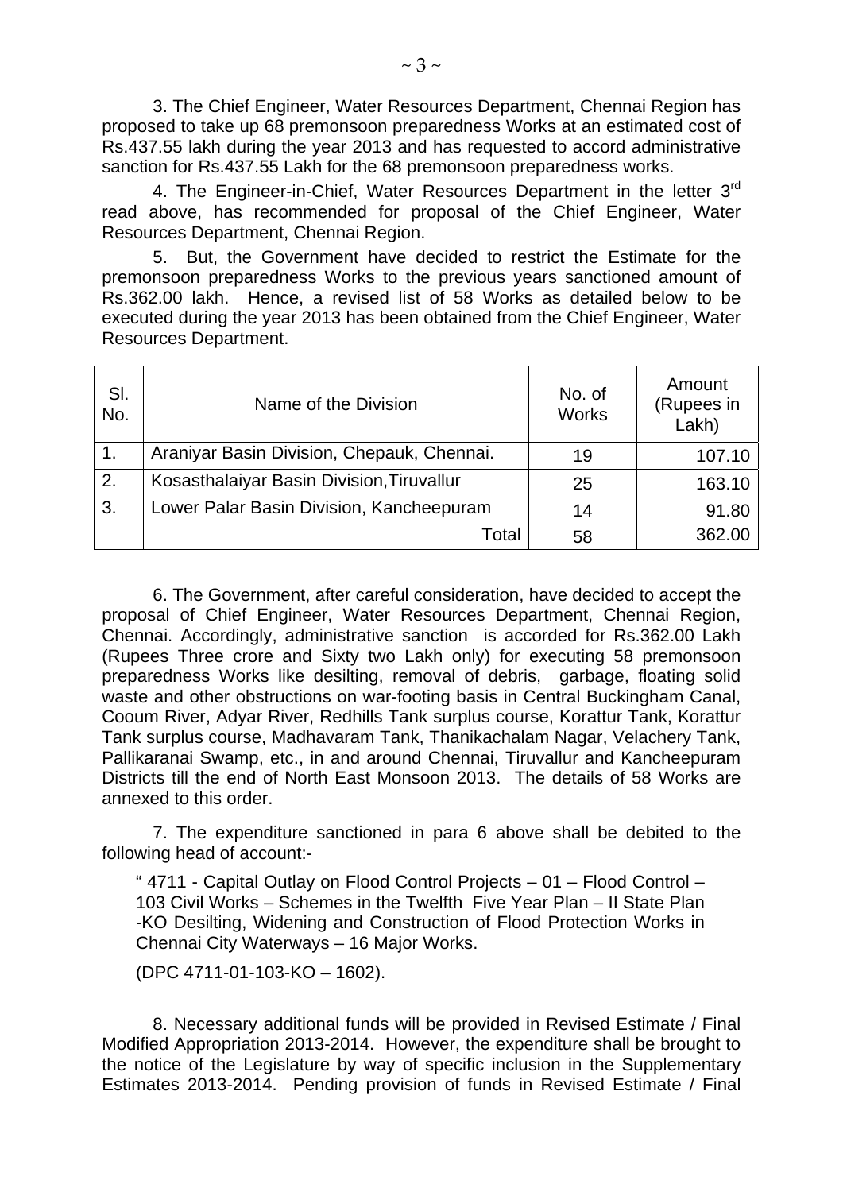3. The Chief Engineer, Water Resources Department, Chennai Region has proposed to take up 68 premonsoon preparedness Works at an estimated cost of Rs.437.55 lakh during the year 2013 and has requested to accord administrative sanction for Rs.437.55 Lakh for the 68 premonsoon preparedness works.

4. The Engineer-in-Chief, Water Resources Department in the letter 3rd read above, has recommended for proposal of the Chief Engineer, Water Resources Department, Chennai Region.

5. But, the Government have decided to restrict the Estimate for the premonsoon preparedness Works to the previous years sanctioned amount of Rs.362.00 lakh. Hence, a revised list of 58 Works as detailed below to be executed during the year 2013 has been obtained from the Chief Engineer, Water Resources Department.

| Sl. No. | Name of the Division | No. of Works | Amount (Rupees in Lakh) |
|---|---|---|---|
| 1. | Araniyar Basin Division, Chepauk, Chennai. | 19 | 107.10 |
| 2. | Kosasthalaiyar Basin Division,Tiruvallur | 25 | 163.10 |
| 3. | Lower Palar Basin Division, Kancheepuram | 14 | 91.80 |
| | Total | 58 | 362.00 |

6. The Government, after careful consideration, have decided to accept the proposal of Chief Engineer, Water Resources Department, Chennai Region, Chennai. Accordingly, administrative sanction is accorded for Rs.362.00 Lakh (Rupees Three crore and Sixty two Lakh only) for executing 58 premonsoon preparedness Works like desilting, removal of debris, garbage, floating solid waste and other obstructions on war-footing basis in Central Buckingham Canal, Cooum River, Adyar River, Redhills Tank surplus course, Korattur Tank, Korattur Tank surplus course, Madhavaram Tank, Thanikachalam Nagar, Velachery Tank, Pallikaranai Swamp, etc., in and around Chennai, Tiruvallur and Kancheepuram Districts till the end of North East Monsoon 2013. The details of 58 Works are annexed to this order.

7. The expenditure sanctioned in para 6 above shall be debited to the following head of account:-

" 4711 - Capital Outlay on Flood Control Projects – 01 – Flood Control – 103 Civil Works – Schemes in the Twelfth Five Year Plan – II State Plan -KO Desilting, Widening and Construction of Flood Protection Works in Chennai City Waterways – 16 Major Works.

(DPC 4711-01-103-KO – 1602).

8. Necessary additional funds will be provided in Revised Estimate / Final Modified Appropriation 2013-2014. However, the expenditure shall be brought to the notice of the Legislature by way of specific inclusion in the Supplementary Estimates 2013-2014. Pending provision of funds in Revised Estimate / Final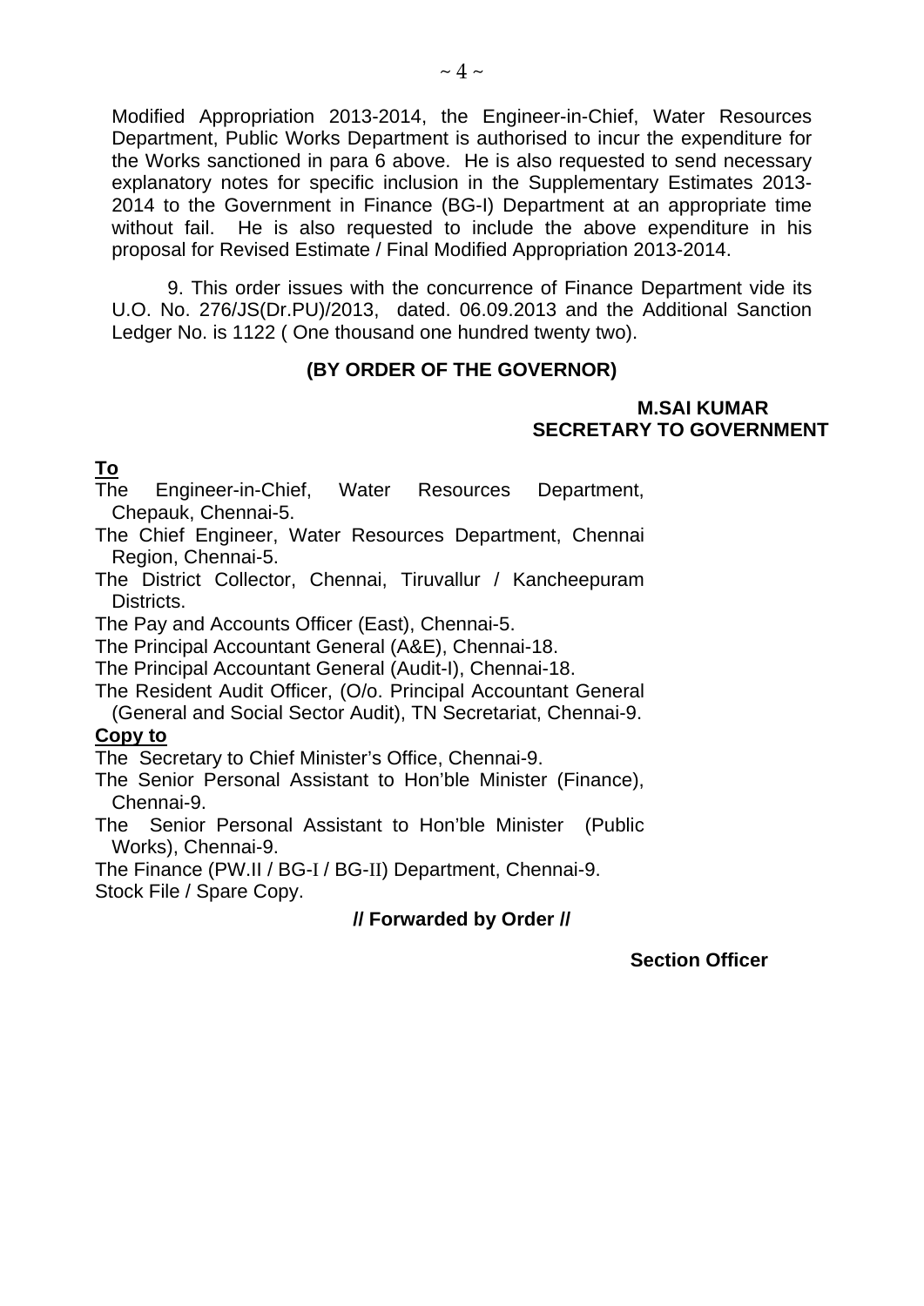Modified Appropriation 2013-2014, the Engineer-in-Chief, Water Resources Department, Public Works Department is authorised to incur the expenditure for the Works sanctioned in para 6 above. He is also requested to send necessary explanatory notes for specific inclusion in the Supplementary Estimates 2013-2014 to the Government in Finance (BG-I) Department at an appropriate time without fail. He is also requested to include the above expenditure in his proposal for Revised Estimate / Final Modified Appropriation 2013-2014.

9. This order issues with the concurrence of Finance Department vide its U.O. No. 276/JS(Dr.PU)/2013, dated. 06.09.2013 and the Additional Sanction Ledger No. is 1122 ( One thousand one hundred twenty two).

**(BY ORDER OF THE GOVERNOR)**

**M.SAI KUMAR**
**SECRETARY TO GOVERNMENT**

**To**

The Engineer-in-Chief, Water Resources Department, Chepauk, Chennai-5.
The Chief Engineer, Water Resources Department, Chennai Region, Chennai-5.
The District Collector, Chennai, Tiruvallur / Kancheepuram Districts.
The Pay and Accounts Officer (East), Chennai-5.
The Principal Accountant General (A&E), Chennai-18.
The Principal Accountant General (Audit-I), Chennai-18.
The Resident Audit Officer, (O/o. Principal Accountant General (General and Social Sector Audit), TN Secretariat, Chennai-9.

**Copy to**

The Secretary to Chief Minister's Office, Chennai-9.
The Senior Personal Assistant to Hon'ble Minister (Finance), Chennai-9.
The Senior Personal Assistant to Hon'ble Minister (Public Works), Chennai-9.
The Finance (PW.II / BG-I / BG-II) Department, Chennai-9.
Stock File / Spare Copy.

**// Forwarded by Order //**

**Section Officer**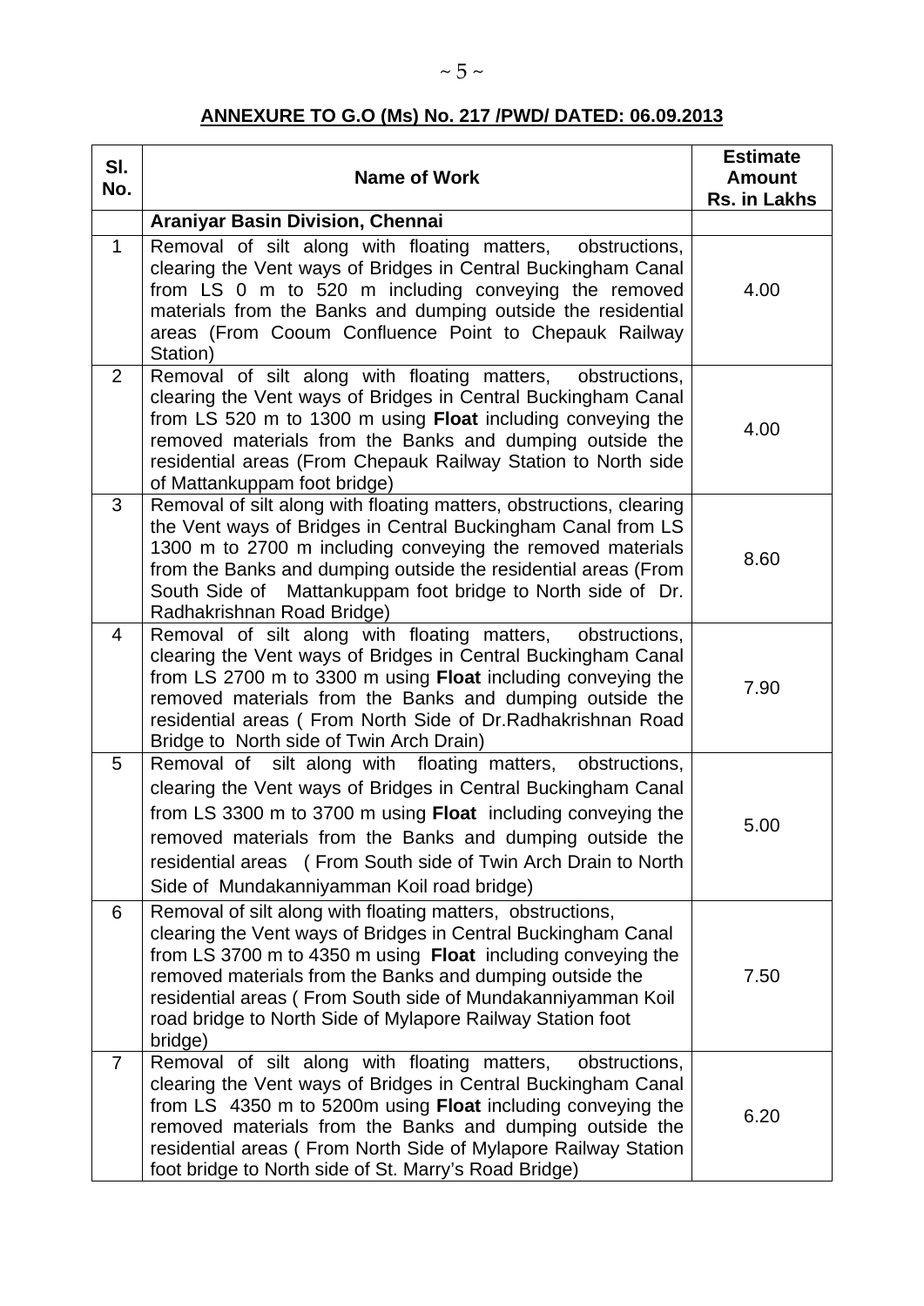## ANNEXURE TO G.O (Ms) No. 217 /PWD/ DATED: 06.09.2013

| Sl. No. | Name of Work | Estimate Amount Rs. in Lakhs |
|---|---|---|
| | **Araniyar Basin Division, Chennai** | |
| 1 | Removal of silt along with floating matters, obstructions, clearing the Vent ways of Bridges in Central Buckingham Canal from LS 0 m to 520 m including conveying the removed materials from the Banks and dumping outside the residential areas (From Cooum Confluence Point to Chepauk Railway Station) | 4.00 |
| 2 | Removal of silt along with floating matters, obstructions, clearing the Vent ways of Bridges in Central Buckingham Canal from LS 520 m to 1300 m using **Float** including conveying the removed materials from the Banks and dumping outside the residential areas (From Chepauk Railway Station to North side of Mattankuppam foot bridge) | 4.00 |
| 3 | Removal of silt along with floating matters, obstructions, clearing the Vent ways of Bridges in Central Buckingham Canal from LS 1300 m to 2700 m including conveying the removed materials from the Banks and dumping outside the residential areas (From South Side of Mattankuppam foot bridge to North side of Dr. Radhakrishnan Road Bridge) | 8.60 |
| 4 | Removal of silt along with floating matters, obstructions, clearing the Vent ways of Bridges in Central Buckingham Canal from LS 2700 m to 3300 m using **Float** including conveying the removed materials from the Banks and dumping outside the residential areas ( From North Side of Dr.Radhakrishnan Road Bridge to North side of Twin Arch Drain) | 7.90 |
| 5 | Removal of silt along with floating matters, obstructions, clearing the Vent ways of Bridges in Central Buckingham Canal from LS 3300 m to 3700 m using **Float** including conveying the removed materials from the Banks and dumping outside the residential areas ( From South side of Twin Arch Drain to North Side of Mundakanniyamman Koil road bridge) | 5.00 |
| 6 | Removal of silt along with floating matters, obstructions, clearing the Vent ways of Bridges in Central Buckingham Canal from LS 3700 m to 4350 m using **Float** including conveying the removed materials from the Banks and dumping outside the residential areas ( From South side of Mundakanniyamman Koil road bridge to North Side of Mylapore Railway Station foot bridge) | 7.50 |
| 7 | Removal of silt along with floating matters, obstructions, clearing the Vent ways of Bridges in Central Buckingham Canal from LS 4350 m to 5200m using **Float** including conveying the removed materials from the Banks and dumping outside the residential areas ( From North Side of Mylapore Railway Station foot bridge to North side of St. Marry's Road Bridge) | 6.20 |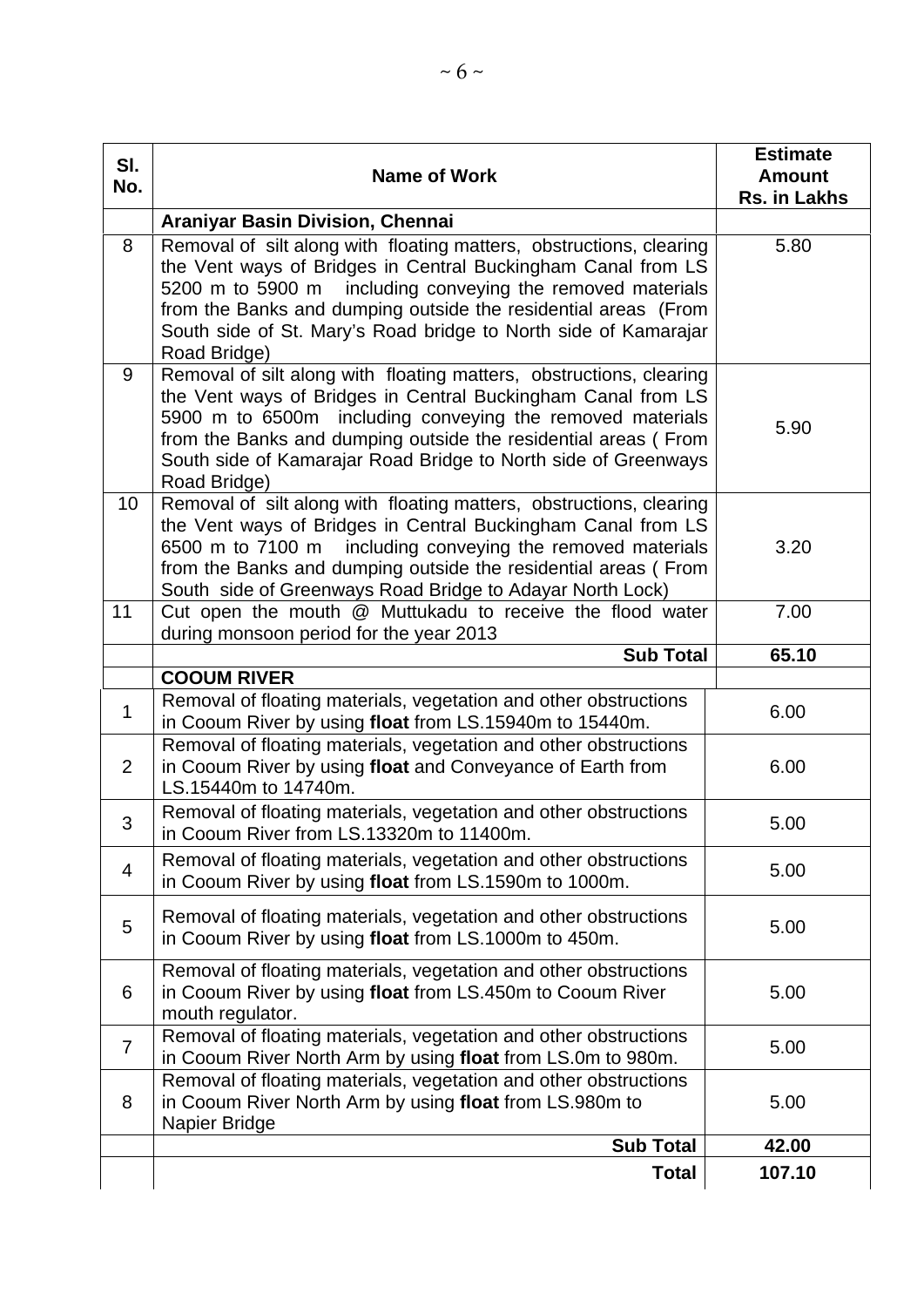| Sl. No. | Name of Work | Estimate Amount Rs. in Lakhs |
|---|---|---|
| | **Araniyar Basin Division, Chennai** | |
| 8 | Removal of silt along with floating matters, obstructions, clearing the Vent ways of Bridges in Central Buckingham Canal from LS 5200 m to 5900 m including conveying the removed materials from the Banks and dumping outside the residential areas (From South side of St. Mary's Road bridge to North side of Kamarajar Road Bridge) | 5.80 |
| 9 | Removal of silt along with floating matters, obstructions, clearing the Vent ways of Bridges in Central Buckingham Canal from LS 5900 m to 6500m including conveying the removed materials from the Banks and dumping outside the residential areas ( From South side of Kamarajar Road Bridge to North side of Greenways Road Bridge) | 5.90 |
| 10 | Removal of silt along with floating matters, obstructions, clearing the Vent ways of Bridges in Central Buckingham Canal from LS 6500 m to 7100 m including conveying the removed materials from the Banks and dumping outside the residential areas ( From South side of Greenways Road Bridge to Adayar North Lock) | 3.20 |
| 11 | Cut open the mouth @ Muttukadu to receive the flood water during monsoon period for the year 2013 | 7.00 |
| | **Sub Total** | **65.10** |
| | **COOUM RIVER** | |
| 1 | Removal of floating materials, vegetation and other obstructions in Cooum River by using **float** from LS.15940m to 15440m. | 6.00 |
| 2 | Removal of floating materials, vegetation and other obstructions in Cooum River by using **float** and Conveyance of Earth from LS.15440m to 14740m. | 6.00 |
| 3 | Removal of floating materials, vegetation and other obstructions in Cooum River from LS.13320m to 11400m. | 5.00 |
| 4 | Removal of floating materials, vegetation and other obstructions in Cooum River by using **float** from LS.1590m to 1000m. | 5.00 |
| 5 | Removal of floating materials, vegetation and other obstructions in Cooum River by using **float** from LS.1000m to 450m. | 5.00 |
| 6 | Removal of floating materials, vegetation and other obstructions in Cooum River by using **float** from LS.450m to Cooum River mouth regulator. | 5.00 |
| 7 | Removal of floating materials, vegetation and other obstructions in Cooum River North Arm by using **float** from LS.0m to 980m. | 5.00 |
| 8 | Removal of floating materials, vegetation and other obstructions in Cooum River North Arm by using **float** from LS.980m to Napier Bridge | 5.00 |
| | **Sub Total** | **42.00** |
| | **Total** | **107.10** |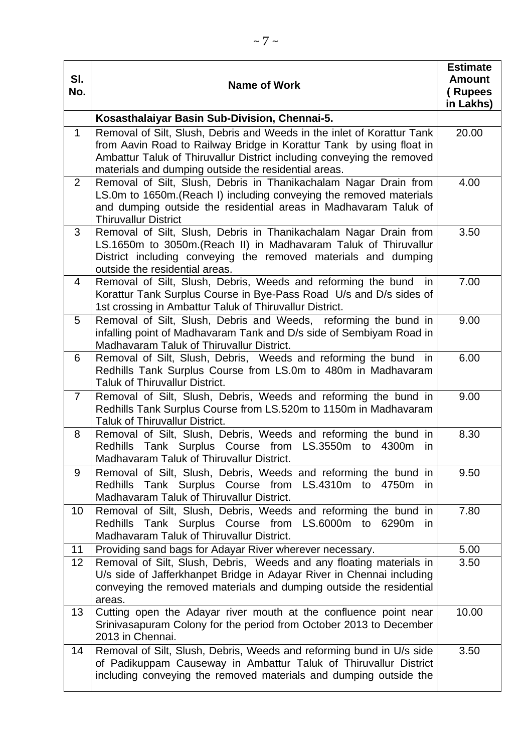| Sl. No. | Name of Work | Estimate Amount ( Rupees in Lakhs) |
|---|---|---|
| | **Kosasthalaiyar Basin Sub-Division, Chennai-5.** | |
| 1 | Removal of Silt, Slush, Debris and Weeds in the inlet of Korattur Tank from Aavin Road to Railway Bridge in Korattur Tank by using float in Ambattur Taluk of Thiruvallur District including conveying the removed materials and dumping outside the residential areas. | 20.00 |
| 2 | Removal of Silt, Slush, Debris in Thanikachalam Nagar Drain from LS.0m to 1650m.(Reach I) including conveying the removed materials and dumping outside the residential areas in Madhavaram Taluk of Thiruvallur District | 4.00 |
| 3 | Removal of Silt, Slush, Debris in Thanikachalam Nagar Drain from LS.1650m to 3050m.(Reach II) in Madhavaram Taluk of Thiruvallur District including conveying the removed materials and dumping outside the residential areas. | 3.50 |
| 4 | Removal of Silt, Slush, Debris, Weeds and reforming the bund in Korattur Tank Surplus Course in Bye-Pass Road U/s and D/s sides of 1st crossing in Ambattur Taluk of Thiruvallur District. | 7.00 |
| 5 | Removal of Silt, Slush, Debris and Weeds, reforming the bund in infalling point of Madhavaram Tank and D/s side of Sembiyam Road in Madhavaram Taluk of Thiruvallur District. | 9.00 |
| 6 | Removal of Silt, Slush, Debris, Weeds and reforming the bund in Redhills Tank Surplus Course from LS.0m to 480m in Madhavaram Taluk of Thiruvallur District. | 6.00 |
| 7 | Removal of Silt, Slush, Debris, Weeds and reforming the bund in Redhills Tank Surplus Course from LS.520m to 1150m in Madhavaram Taluk of Thiruvallur District. | 9.00 |
| 8 | Removal of Silt, Slush, Debris, Weeds and reforming the bund in Redhills Tank Surplus Course from LS.3550m to 4300m in Madhavaram Taluk of Thiruvallur District. | 8.30 |
| 9 | Removal of Silt, Slush, Debris, Weeds and reforming the bund in Redhills Tank Surplus Course from LS.4310m to 4750m in Madhavaram Taluk of Thiruvallur District. | 9.50 |
| 10 | Removal of Silt, Slush, Debris, Weeds and reforming the bund in Redhills Tank Surplus Course from LS.6000m to 6290m in Madhavaram Taluk of Thiruvallur District. | 7.80 |
| 11 | Providing sand bags for Adayar River wherever necessary. | 5.00 |
| 12 | Removal of Silt, Slush, Debris, Weeds and any floating materials in U/s side of Jafferkhanpet Bridge in Adayar River in Chennai including conveying the removed materials and dumping outside the residential areas. | 3.50 |
| 13 | Cutting open the Adayar river mouth at the confluence point near Srinivasapuram Colony for the period from October 2013 to December 2013 in Chennai. | 10.00 |
| 14 | Removal of Silt, Slush, Debris, Weeds and reforming bund in U/s side of Padikuppam Causeway in Ambattur Taluk of Thiruvallur District including conveying the removed materials and dumping outside the | 3.50 |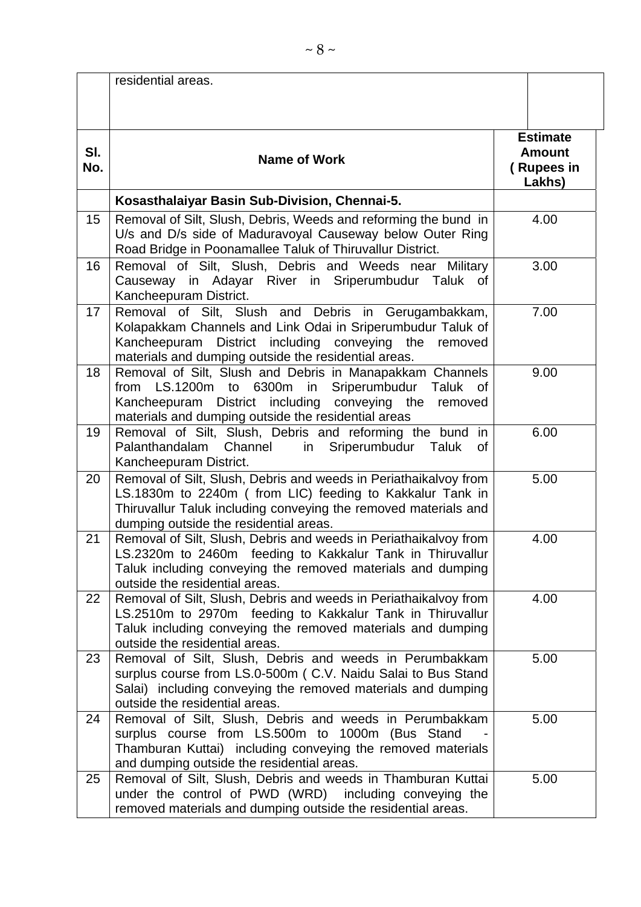| | residential areas. | |
|---|---|---|

| Sl. No. | Name of Work | Estimate Amount ( Rupees in Lakhs) |
|---|---|---|
| | **Kosasthalaiyar Basin Sub-Division, Chennai-5.** | |
| 15 | Removal of Silt, Slush, Debris, Weeds and reforming the bund in U/s and D/s side of Maduravoyal Causeway below Outer Ring Road Bridge in Poonamallee Taluk of Thiruvallur District. | 4.00 |
| 16 | Removal of Silt, Slush, Debris and Weeds near Military Causeway in Adayar River in Sriperumbudur Taluk of Kancheepuram District. | 3.00 |
| 17 | Removal of Silt, Slush and Debris in Gerugambakkam, Kolapakkam Channels and Link Odai in Sriperumbudur Taluk of Kancheepuram District including conveying the removed materials and dumping outside the residential areas. | 7.00 |
| 18 | Removal of Silt, Slush and Debris in Manapakkam Channels from LS.1200m to 6300m in Sriperumbudur Taluk of Kancheepuram District including conveying the removed materials and dumping outside the residential areas | 9.00 |
| 19 | Removal of Silt, Slush, Debris and reforming the bund in Palanthandalam Channel in Sriperumbudur Taluk of Kancheepuram District. | 6.00 |
| 20 | Removal of Silt, Slush, Debris and weeds in Periathaikalvoy from LS.1830m to 2240m ( from LIC) feeding to Kakkalur Tank in Thiruvallur Taluk including conveying the removed materials and dumping outside the residential areas. | 5.00 |
| 21 | Removal of Silt, Slush, Debris and weeds in Periathaikalvoy from LS.2320m to 2460m feeding to Kakkalur Tank in Thiruvallur Taluk including conveying the removed materials and dumping outside the residential areas. | 4.00 |
| 22 | Removal of Silt, Slush, Debris and weeds in Periathaikalvoy from LS.2510m to 2970m feeding to Kakkalur Tank in Thiruvallur Taluk including conveying the removed materials and dumping outside the residential areas. | 4.00 |
| 23 | Removal of Silt, Slush, Debris and weeds in Perumbakkam surplus course from LS.0-500m ( C.V. Naidu Salai to Bus Stand Salai) including conveying the removed materials and dumping outside the residential areas. | 5.00 |
| 24 | Removal of Silt, Slush, Debris and weeds in Perumbakkam surplus course from LS.500m to 1000m (Bus Stand - Thamburan Kuttai) including conveying the removed materials and dumping outside the residential areas. | 5.00 |
| 25 | Removal of Silt, Slush, Debris and weeds in Thamburan Kuttai under the control of PWD (WRD) including conveying the removed materials and dumping outside the residential areas. | 5.00 |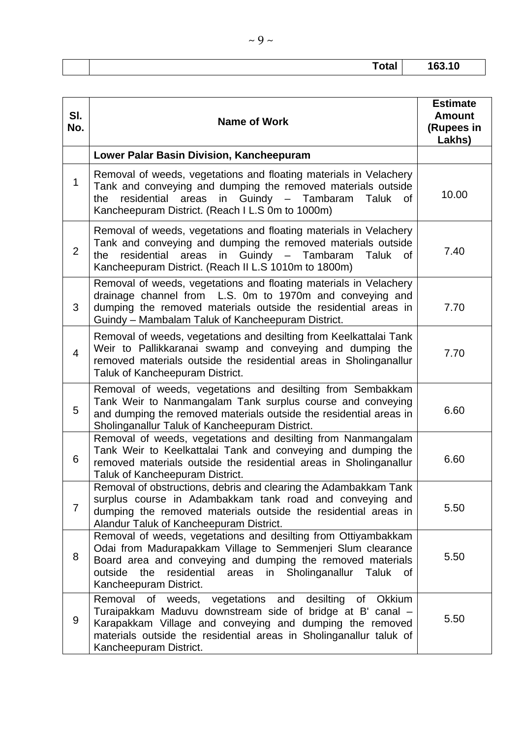| | Total | 163.10 |
|---|---|---|

| Sl. No. | Name of Work | Estimate Amount (Rupees in Lakhs) |
|---|---|---|
| | **Lower Palar Basin Division, Kancheepuram** | |
| 1 | Removal of weeds, vegetations and floating materials in Velachery Tank and conveying and dumping the removed materials outside the residential areas in Guindy – Tambaram Taluk of Kancheepuram District. (Reach I L.S 0m to 1000m) | 10.00 |
| 2 | Removal of weeds, vegetations and floating materials in Velachery Tank and conveying and dumping the removed materials outside the residential areas in Guindy – Tambaram Taluk of Kancheepuram District. (Reach II L.S 1010m to 1800m) | 7.40 |
| 3 | Removal of weeds, vegetations and floating materials in Velachery drainage channel from L.S. 0m to 1970m and conveying and dumping the removed materials outside the residential areas in Guindy – Mambalam Taluk of Kancheepuram District. | 7.70 |
| 4 | Removal of weeds, vegetations and desilting from Keelkattalai Tank Weir to Pallikkaranai swamp and conveying and dumping the removed materials outside the residential areas in Sholinganallur Taluk of Kancheepuram District. | 7.70 |
| 5 | Removal of weeds, vegetations and desilting from Sembakkam Tank Weir to Nanmangalam Tank surplus course and conveying and dumping the removed materials outside the residential areas in Sholinganallur Taluk of Kancheepuram District. | 6.60 |
| 6 | Removal of weeds, vegetations and desilting from Nanmangalam Tank Weir to Keelkattalai Tank and conveying and dumping the removed materials outside the residential areas in Sholinganallur Taluk of Kancheepuram District. | 6.60 |
| 7 | Removal of obstructions, debris and clearing the Adambakkam Tank surplus course in Adambakkam tank road and conveying and dumping the removed materials outside the residential areas in Alandur Taluk of Kancheepuram District. | 5.50 |
| 8 | Removal of weeds, vegetations and desilting from Ottiyambakkam Odai from Madurapakkam Village to Semmenjeri Slum clearance Board area and conveying and dumping the removed materials outside the residential areas in Sholinganallur Taluk of Kancheepuram District. | 5.50 |
| 9 | Removal of weeds, vegetations and desilting of Okkium Turaipakkam Maduvu downstream side of bridge at B' canal – Karapakkam Village and conveying and dumping the removed materials outside the residential areas in Sholinganallur taluk of Kancheepuram District. | 5.50 |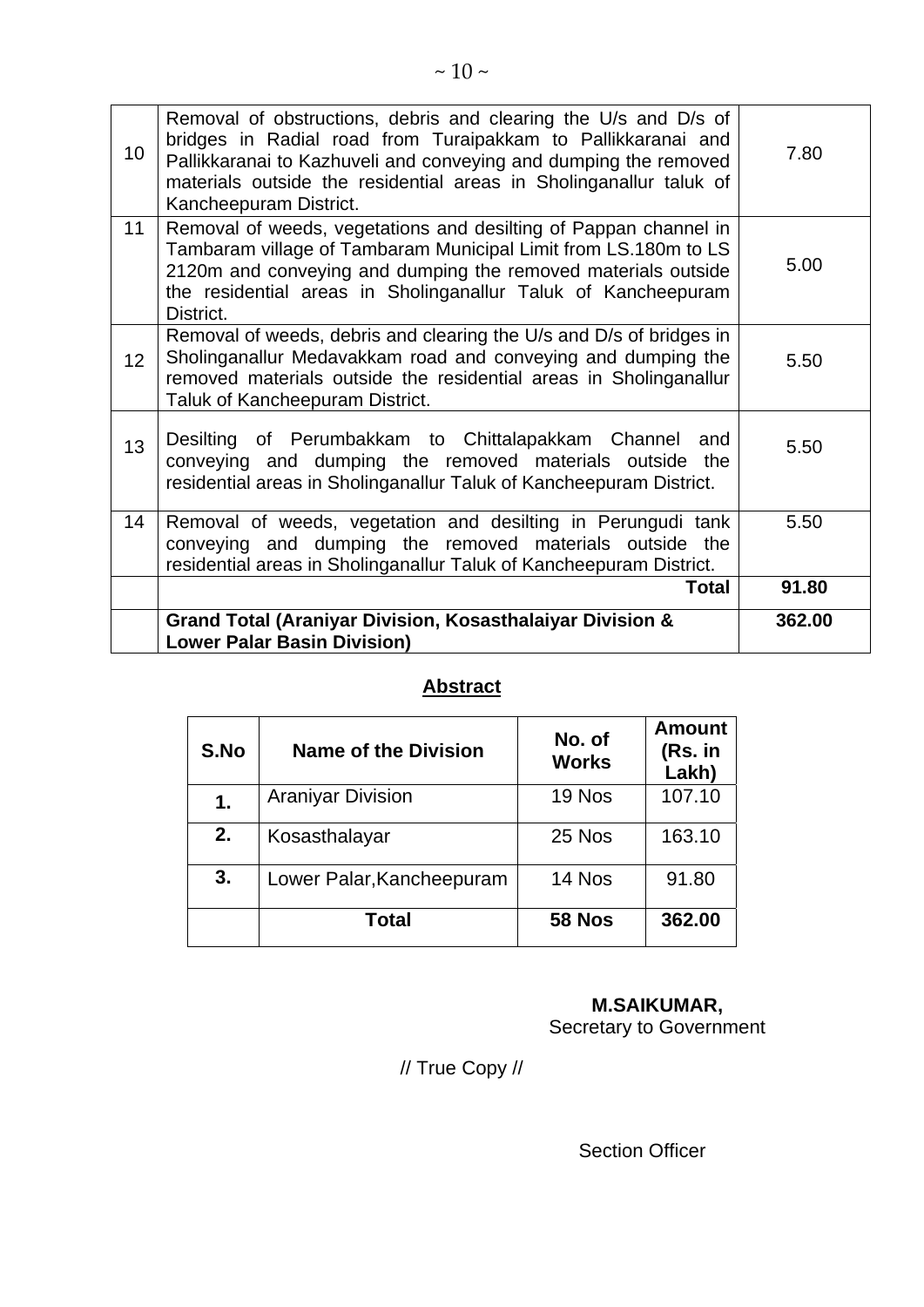| | | |
|---|---|---|
| 10 | Removal of obstructions, debris and clearing the U/s and D/s of bridges in Radial road from Turaipakkam to Pallikkaranai and Pallikkaranai to Kazhuveli and conveying and dumping the removed materials outside the residential areas in Sholinganallur taluk of Kancheepuram District. | 7.80 |
| 11 | Removal of weeds, vegetations and desilting of Pappan channel in Tambaram village of Tambaram Municipal Limit from LS.180m to LS 2120m and conveying and dumping the removed materials outside the residential areas in Sholinganallur Taluk of Kancheepuram District. | 5.00 |
| 12 | Removal of weeds, debris and clearing the U/s and D/s of bridges in Sholinganallur Medavakkam road and conveying and dumping the removed materials outside the residential areas in Sholinganallur Taluk of Kancheepuram District. | 5.50 |
| 13 | Desilting of Perumbakkam to Chittalapakkam Channel and conveying and dumping the removed materials outside the residential areas in Sholinganallur Taluk of Kancheepuram District. | 5.50 |
| 14 | Removal of weeds, vegetation and desilting in Perungudi tank conveying and dumping the removed materials outside the residential areas in Sholinganallur Taluk of Kancheepuram District. | 5.50 |
| | **Total** | **91.80** |
| | **Grand Total (Araniyar Division, Kosasthalaiyar Division & Lower Palar Basin Division)** | **362.00** |

## Abstract

| S.No | Name of the Division | No. of Works | Amount (Rs. in Lakh) |
|---|---|---|---|
| **1.** | Araniyar Division | 19 Nos | 107.10 |
| **2.** | Kosasthalayar | 25 Nos | 163.10 |
| **3.** | Lower Palar,Kancheepuram | 14 Nos | 91.80 |
| | **Total** | **58 Nos** | **362.00** |

**M.SAIKUMAR,**
Secretary to Government

// True Copy //

Section Officer